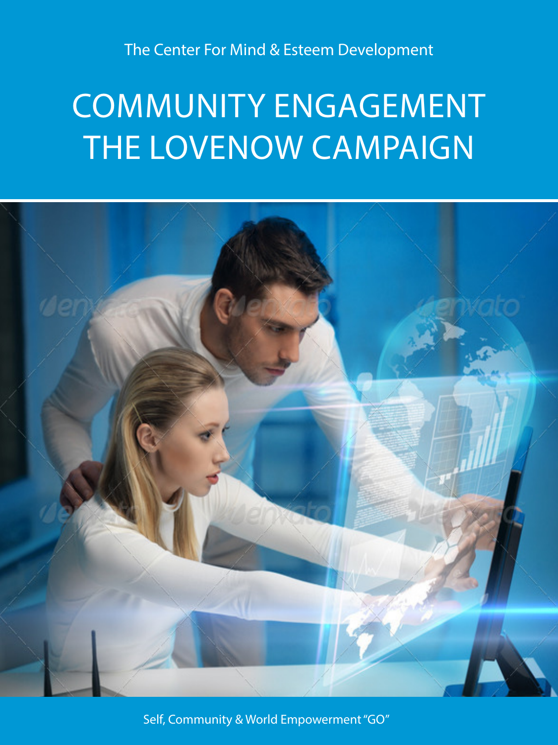The Center For Mind & Esteem Development

# COMMUNITY ENGAGEMENT THE LOVENOW CAMPAIGN

Self, Community & World Empowerment "GO"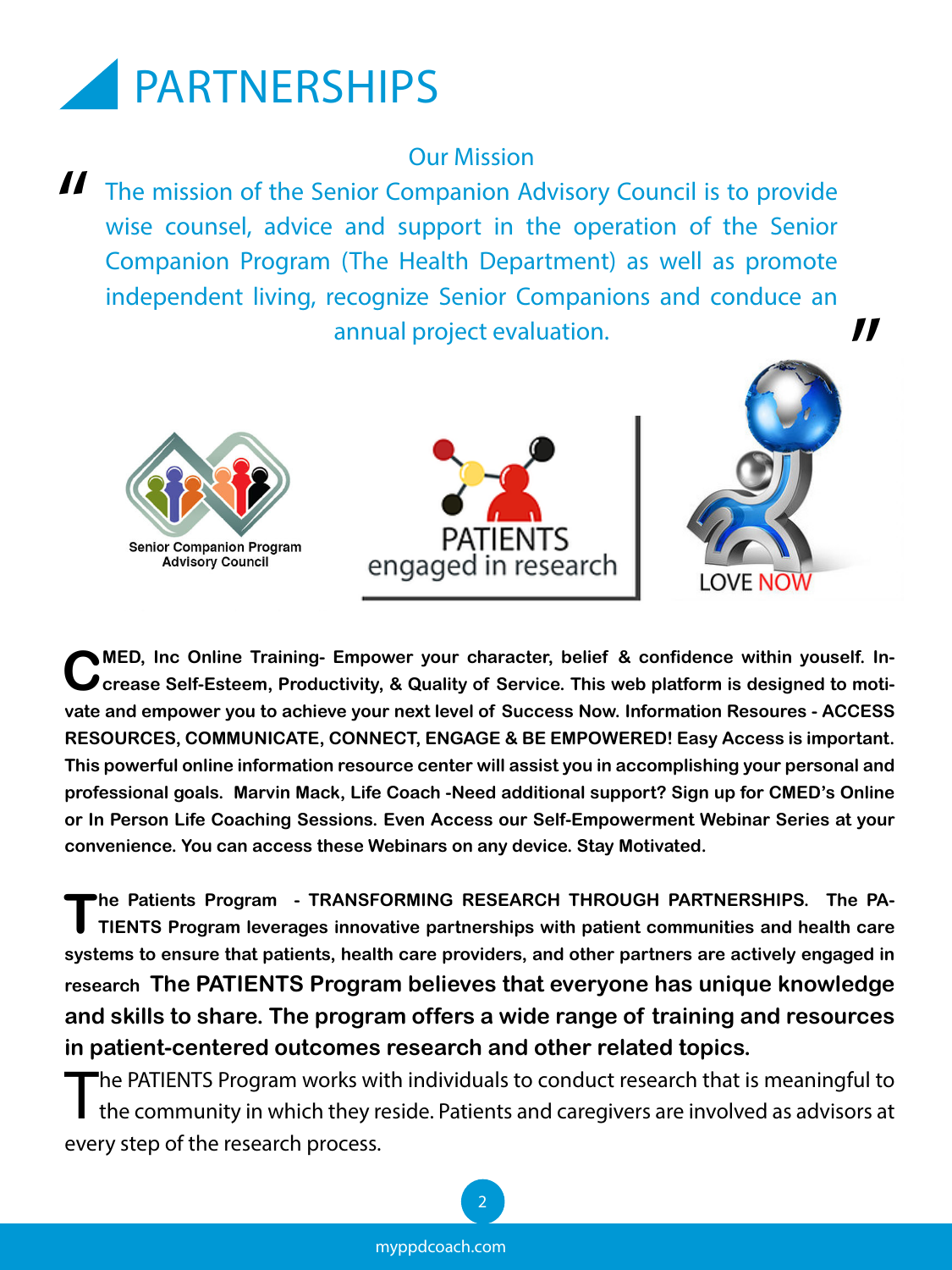# PARTNERSHIPS

Our Mission

"The mission of the Senior Companion Advisory Council is to provide wise counsel, advice and support in the operation of the Senior Companion Program (The Health Department) as well as promote independent living, recognize Senior Companions and conduce an annual project evaluation."

Senior Companion Program Advisory Council

PATIENTS engaged in research

LOVE NOW

**CMED, Inc Online Training- Empower your character, belief & confidence within youself. Increase Self-Esteem, Productivity, & Quality of Service. This web platform is designed to motivate and empower you to achieve your next level of Success Now. Information Resoures - ACCESS RESOURCES, COMMUNICATE, CONNECT, ENGAGE & BE EMPOWERED! Easy Access is important. This powerful online information resource center will assist you in accomplishing your personal and professional goals. Marvin Mack, Life Coach -Need additional support? Sign up for CMED's Online or In Person Life Coaching Sessions. Even Access our Self-Empowerment Webinar Series at your convenience. You can access these Webinars on any device. Stay Motivated.**

**The Patients Program - TRANSFORMING RESEARCH THROUGH PARTNERSHIPS. The PATIENTS Program leverages innovative partnerships with patient communities and health care systems to ensure that patients, health care providers, and other partners are actively engaged in research The PATIENTS Program believes that everyone has unique knowledge and skills to share. The program offers a wide range of training and resources in patient-centered outcomes research and other related topics.**

The PATIENTS Program works with individuals to conduct research that is meaningful to the community in which they reside. Patients and caregivers are involved as advisors at every step of the research process.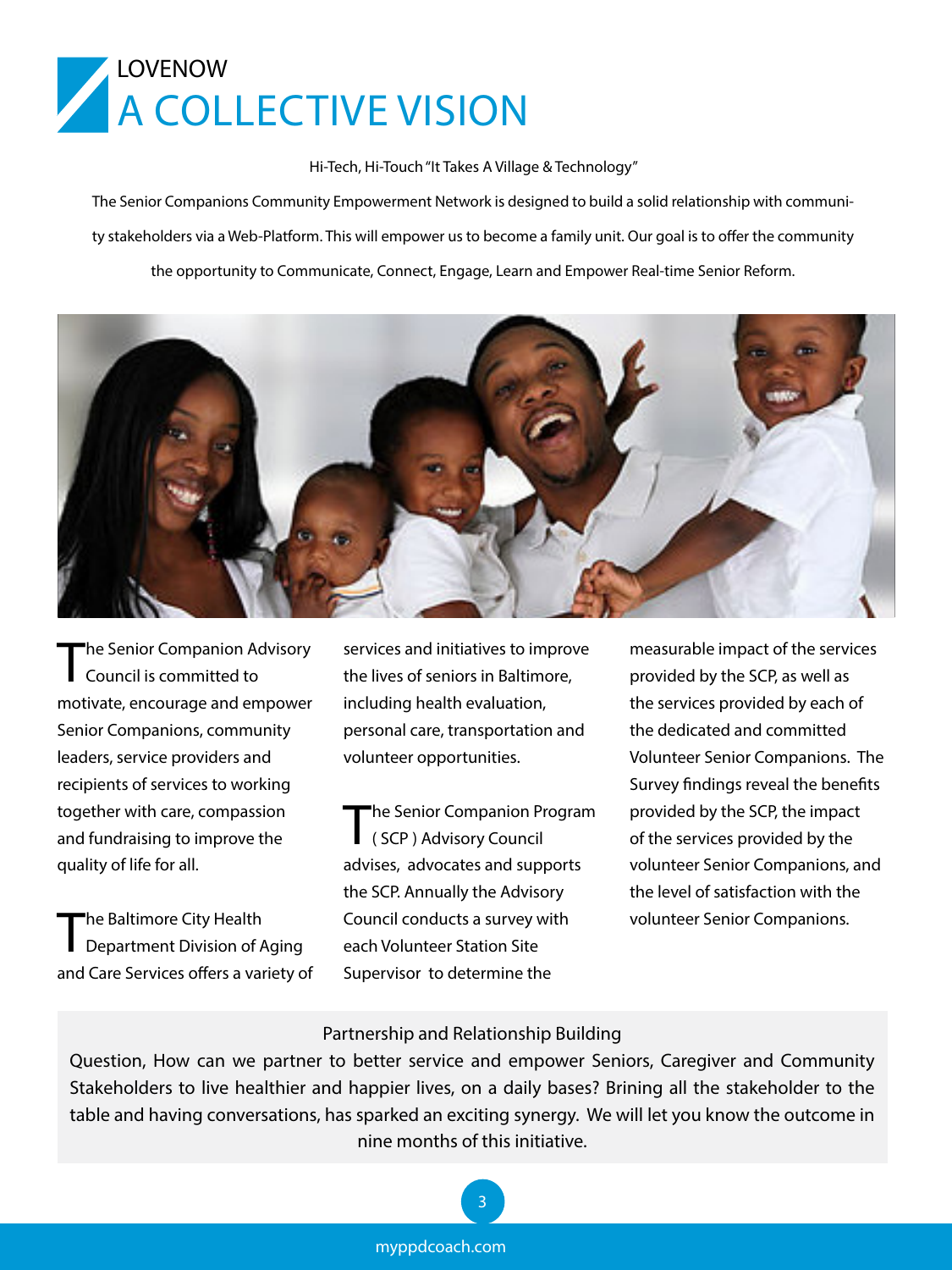# LOVENOW
# A COLLECTIVE VISION

Hi-Tech, Hi-Touch "It Takes A Village & Technology"

The Senior Companions Community Empowerment Network is designed to build a solid relationship with community stakeholders via a Web-Platform. This will empower us to become a family unit. Our goal is to offer the community the opportunity to Communicate, Connect, Engage, Learn and Empower Real-time Senior Reform.

The Senior Companion Advisory Council is committed to motivate, encourage and empower Senior Companions, community leaders, service providers and recipients of services to working together with care, compassion and fundraising to improve the quality of life for all.

The Baltimore City Health Department Division of Aging and Care Services offers a variety of services and initiatives to improve the lives of seniors in Baltimore, including health evaluation, personal care, transportation and volunteer opportunities.

The Senior Companion Program ( SCP ) Advisory Council advises, advocates and supports the SCP. Annually the Advisory Council conducts a survey with each Volunteer Station Site Supervisor to determine the measurable impact of the services provided by the SCP, as well as the services provided by each of the dedicated and committed Volunteer Senior Companions. The Survey findings reveal the benefits provided by the SCP, the impact of the services provided by the volunteer Senior Companions, and the level of satisfaction with the volunteer Senior Companions.

Partnership and Relationship Building

Question, How can we partner to better service and empower Seniors, Caregiver and Community Stakeholders to live healthier and happier lives, on a daily bases? Brining all the stakeholder to the table and having conversations, has sparked an exciting synergy. We will let you know the outcome in nine months of this initiative.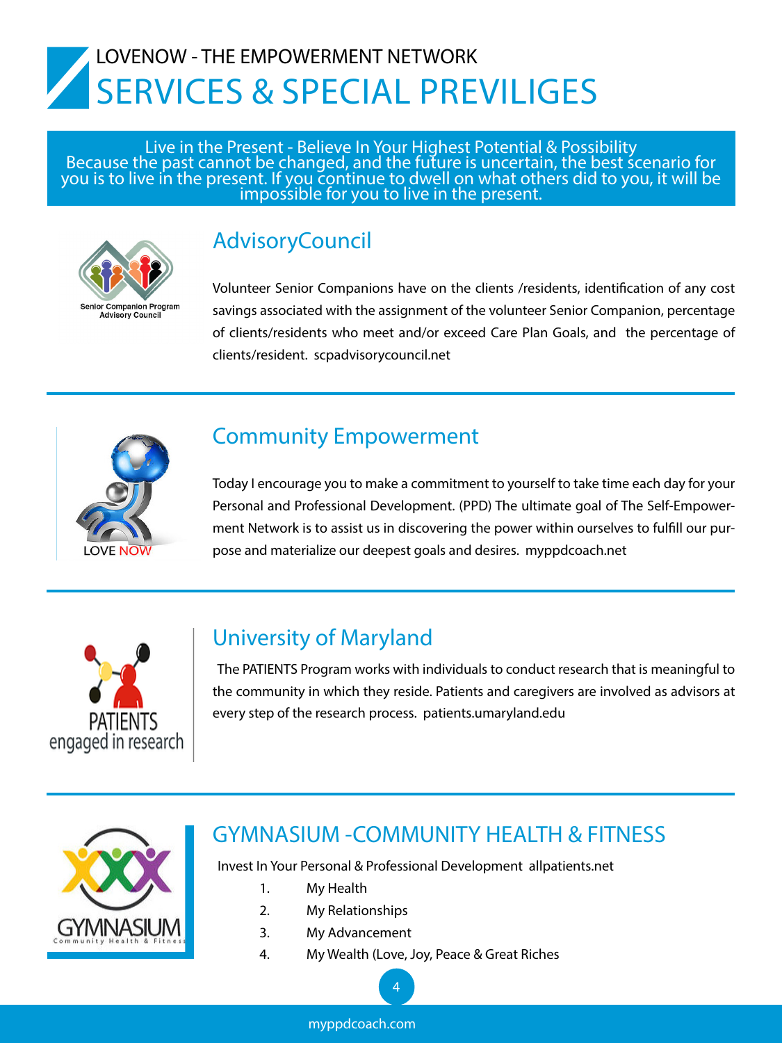LOVENOW - THE EMPOWERMENT NETWORK

# SERVICES & SPECIAL PREVILIGES

Live in the Present - Believe In Your Highest Potential & Possibility
Because the past cannot be changed, and the future is uncertain, the best scenario for you is to live in the present. If you continue to dwell on what others did to you, it will be impossible for you to live in the present.

Senior Companion Program Advisory Council

## AdvisoryCouncil

Volunteer Senior Companions have on the clients /residents, identification of any cost savings associated with the assignment of the volunteer Senior Companion, percentage of clients/residents who meet and/or exceed Care Plan Goals, and the percentage of clients/resident. scpadvisorycouncil.net

LOVE NOW

## Community Empowerment

Today I encourage you to make a commitment to yourself to take time each day for your Personal and Professional Development. (PPD) The ultimate goal of The Self-Empowerment Network is to assist us in discovering the power within ourselves to fulfill our purpose and materialize our deepest goals and desires. myppdcoach.net

PATIENTS engaged in research

## University of Maryland

The PATIENTS Program works with individuals to conduct research that is meaningful to the community in which they reside. Patients and caregivers are involved as advisors at every step of the research process. patients.umaryland.edu

GYMNASIUM Community Health & Fitness

## GYMNASIUM -COMMUNITY HEALTH & FITNESS

Invest In Your Personal & Professional Development allpatients.net

1. My Health
2. My Relationships
3. My Advancement
4. My Wealth (Love, Joy, Peace & Great Riches

myppdcoach.com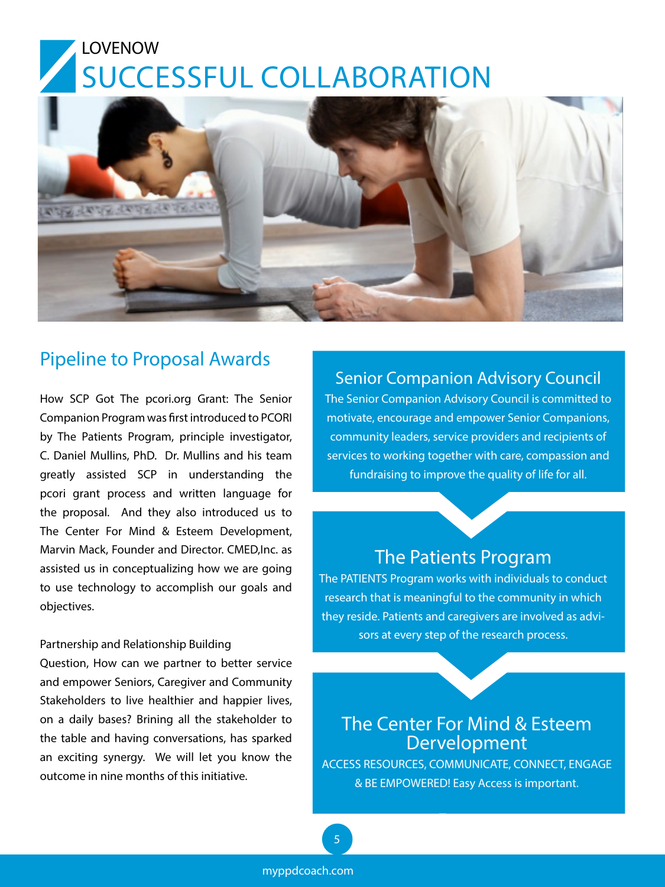LOVENOW

# SUCCESSFUL COLLABORATION

## Pipeline to Proposal Awards

How SCP Got The pcori.org Grant: The Senior Companion Program was first introduced to PCORI by The Patients Program, principle investigator, C. Daniel Mullins, PhD. Dr. Mullins and his team greatly assisted SCP in understanding the pcori grant process and written language for the proposal. And they also introduced us to The Center For Mind & Esteem Development, Marvin Mack, Founder and Director. CMED,Inc. as assisted us in conceptualizing how we are going to use technology to accomplish our goals and objectives.

Partnership and Relationship Building
Question, How can we partner to better service and empower Seniors, Caregiver and Community Stakeholders to live healthier and happier lives, on a daily bases? Brining all the stakeholder to the table and having conversations, has sparked an exciting synergy. We will let you know the outcome in nine months of this initiative.

### Senior Companion Advisory Council

The Senior Companion Advisory Council is committed to motivate, encourage and empower Senior Companions, community leaders, service providers and recipients of services to working together with care, compassion and fundraising to improve the quality of life for all.

### The Patients Program

The PATIENTS Program works with individuals to conduct research that is meaningful to the community in which they reside. Patients and caregivers are involved as advisors at every step of the research process.

### The Center For Mind & Esteem Dervelopment

ACCESS RESOURCES, COMMUNICATE, CONNECT, ENGAGE & BE EMPOWERED! Easy Access is important.

myppdcoach.com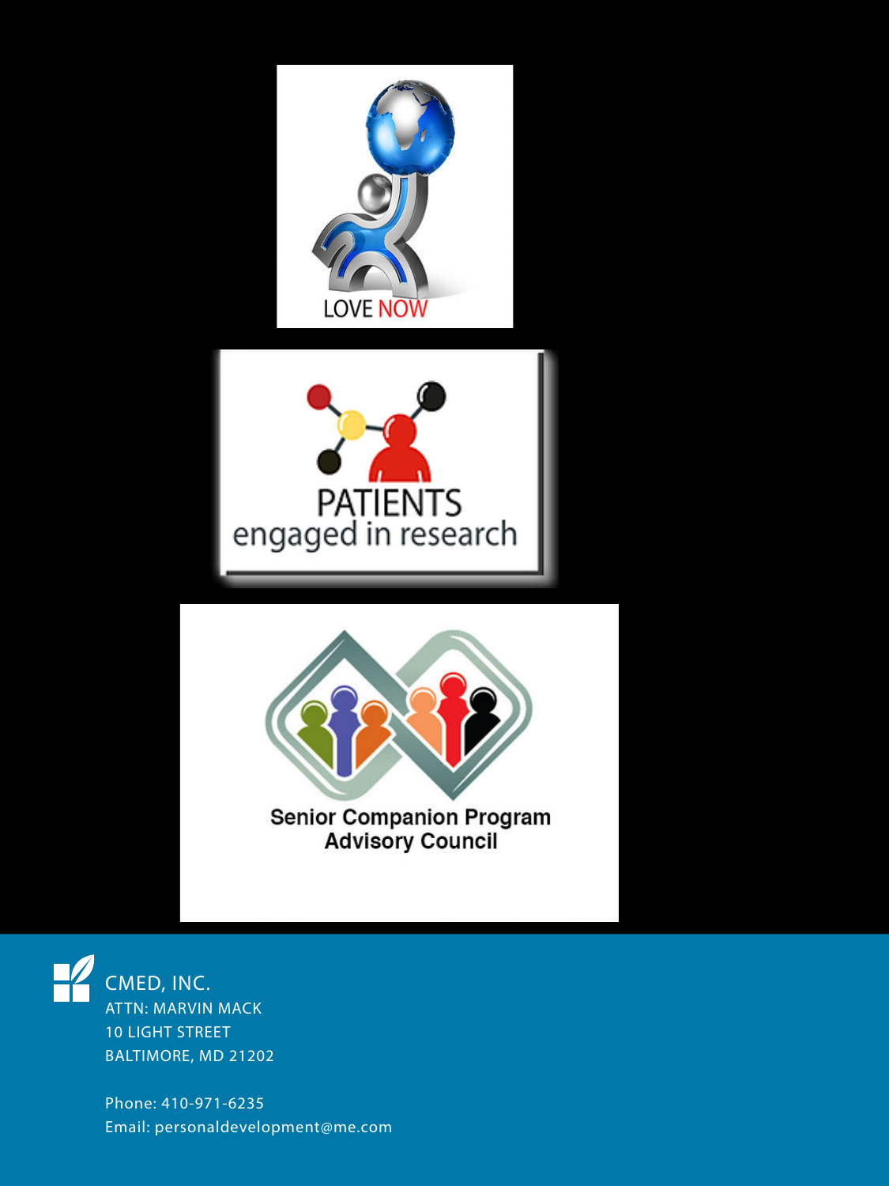LOVE NOW

PATIENTS
engaged in research

Senior Companion Program
Advisory Council

CMED, INC.
ATTN: MARVIN MACK
10 LIGHT STREET
BALTIMORE, MD 21202

Phone: 410-971-6235
Email: personaldevelopment@me.com